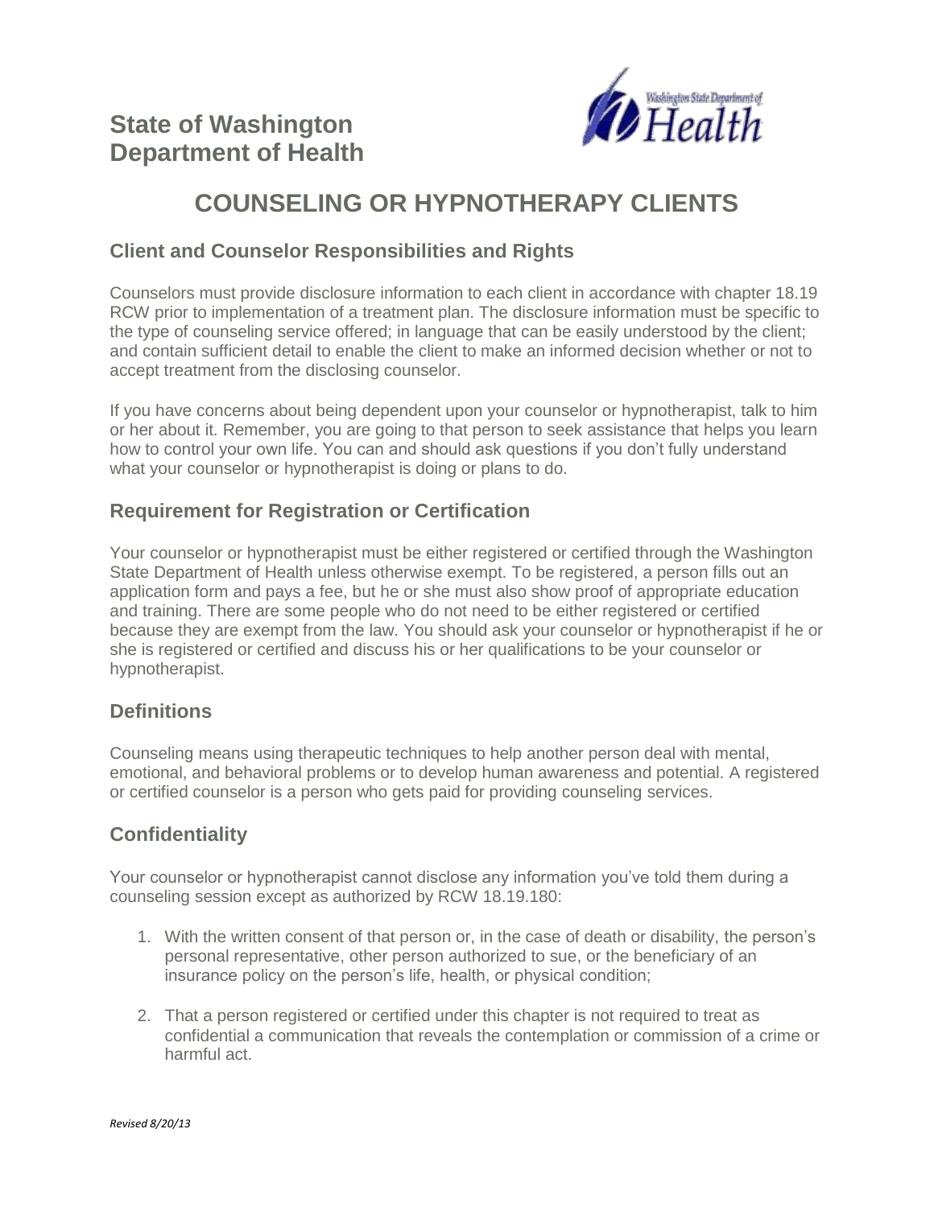# State of Washington Department of Health

# COUNSELING OR HYPNOTHERAPY CLIENTS

## Client and Counselor Responsibilities and Rights

Counselors must provide disclosure information to each client in accordance with chapter 18.19 RCW prior to implementation of a treatment plan. The disclosure information must be specific to the type of counseling service offered; in language that can be easily understood by the client; and contain sufficient detail to enable the client to make an informed decision whether or not to accept treatment from the disclosing counselor.

If you have concerns about being dependent upon your counselor or hypnotherapist, talk to him or her about it. Remember, you are going to that person to seek assistance that helps you learn how to control your own life. You can and should ask questions if you don't fully understand what your counselor or hypnotherapist is doing or plans to do.

## Requirement for Registration or Certification

Your counselor or hypnotherapist must be either registered or certified through the Washington State Department of Health unless otherwise exempt. To be registered, a person fills out an application form and pays a fee, but he or she must also show proof of appropriate education and training. There are some people who do not need to be either registered or certified because they are exempt from the law. You should ask your counselor or hypnotherapist if he or she is registered or certified and discuss his or her qualifications to be your counselor or hypnotherapist.

## Definitions

Counseling means using therapeutic techniques to help another person deal with mental, emotional, and behavioral problems or to develop human awareness and potential. A registered or certified counselor is a person who gets paid for providing counseling services.

## Confidentiality

Your counselor or hypnotherapist cannot disclose any information you've told them during a counseling session except as authorized by RCW 18.19.180:

1. With the written consent of that person or, in the case of death or disability, the person's personal representative, other person authorized to sue, or the beneficiary of an insurance policy on the person's life, health, or physical condition;

2. That a person registered or certified under this chapter is not required to treat as confidential a communication that reveals the contemplation or commission of a crime or harmful act.

*Revised 8/20/13*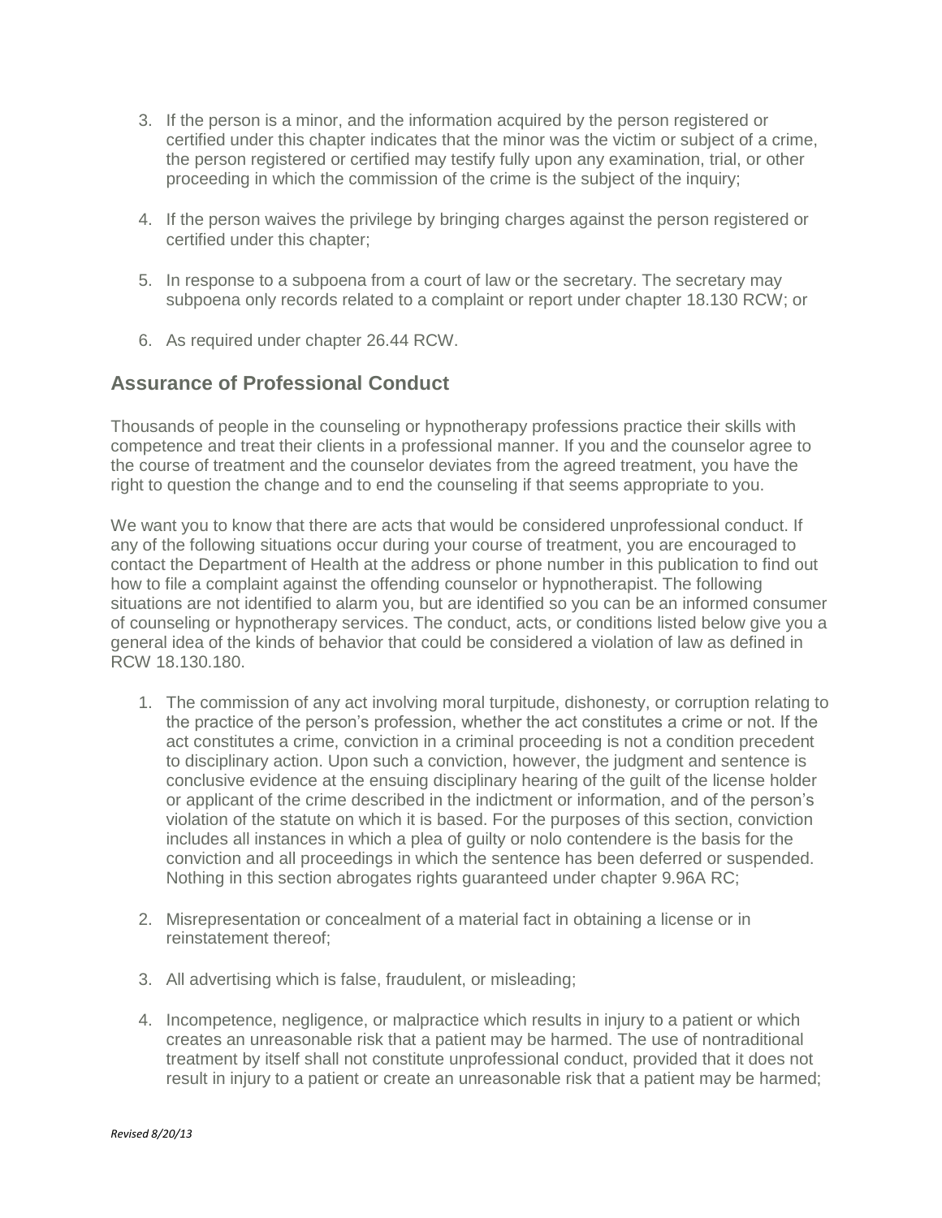3. If the person is a minor, and the information acquired by the person registered or certified under this chapter indicates that the minor was the victim or subject of a crime, the person registered or certified may testify fully upon any examination, trial, or other proceeding in which the commission of the crime is the subject of the inquiry;

4. If the person waives the privilege by bringing charges against the person registered or certified under this chapter;

5. In response to a subpoena from a court of law or the secretary. The secretary may subpoena only records related to a complaint or report under chapter 18.130 RCW; or

6. As required under chapter 26.44 RCW.

## Assurance of Professional Conduct

Thousands of people in the counseling or hypnotherapy professions practice their skills with competence and treat their clients in a professional manner. If you and the counselor agree to the course of treatment and the counselor deviates from the agreed treatment, you have the right to question the change and to end the counseling if that seems appropriate to you.

We want you to know that there are acts that would be considered unprofessional conduct. If any of the following situations occur during your course of treatment, you are encouraged to contact the Department of Health at the address or phone number in this publication to find out how to file a complaint against the offending counselor or hypnotherapist. The following situations are not identified to alarm you, but are identified so you can be an informed consumer of counseling or hypnotherapy services. The conduct, acts, or conditions listed below give you a general idea of the kinds of behavior that could be considered a violation of law as defined in RCW 18.130.180.

1. The commission of any act involving moral turpitude, dishonesty, or corruption relating to the practice of the person's profession, whether the act constitutes a crime or not. If the act constitutes a crime, conviction in a criminal proceeding is not a condition precedent to disciplinary action. Upon such a conviction, however, the judgment and sentence is conclusive evidence at the ensuing disciplinary hearing of the guilt of the license holder or applicant of the crime described in the indictment or information, and of the person's violation of the statute on which it is based. For the purposes of this section, conviction includes all instances in which a plea of guilty or nolo contendere is the basis for the conviction and all proceedings in which the sentence has been deferred or suspended. Nothing in this section abrogates rights guaranteed under chapter 9.96A RC;

2. Misrepresentation or concealment of a material fact in obtaining a license or in reinstatement thereof;

3. All advertising which is false, fraudulent, or misleading;

4. Incompetence, negligence, or malpractice which results in injury to a patient or which creates an unreasonable risk that a patient may be harmed. The use of nontraditional treatment by itself shall not constitute unprofessional conduct, provided that it does not result in injury to a patient or create an unreasonable risk that a patient may be harmed;

*Revised 8/20/13*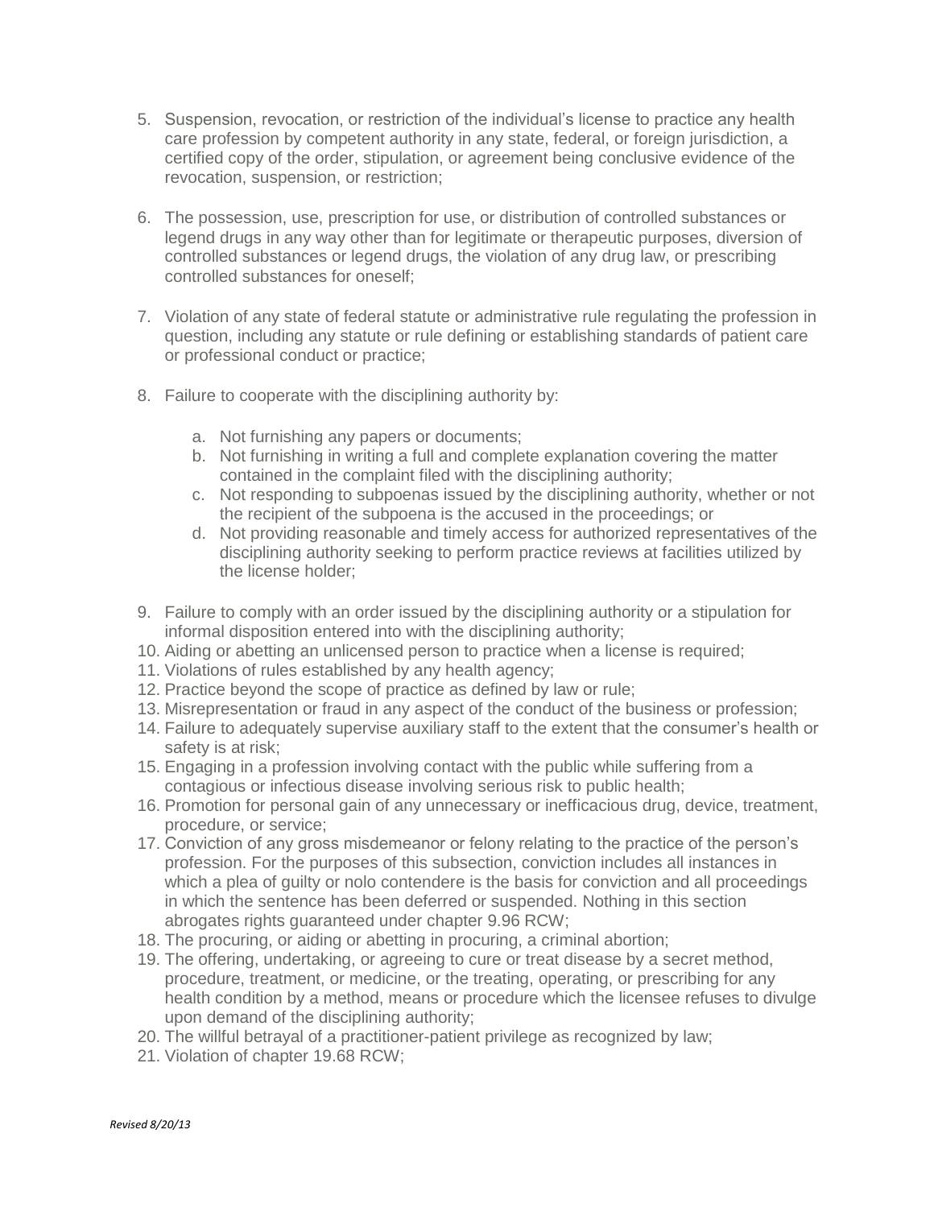5. Suspension, revocation, or restriction of the individual's license to practice any health care profession by competent authority in any state, federal, or foreign jurisdiction, a certified copy of the order, stipulation, or agreement being conclusive evidence of the revocation, suspension, or restriction;

6. The possession, use, prescription for use, or distribution of controlled substances or legend drugs in any way other than for legitimate or therapeutic purposes, diversion of controlled substances or legend drugs, the violation of any drug law, or prescribing controlled substances for oneself;

7. Violation of any state of federal statute or administrative rule regulating the profession in question, including any statute or rule defining or establishing standards of patient care or professional conduct or practice;

8. Failure to cooperate with the disciplining authority by:

    a. Not furnishing any papers or documents;
    b. Not furnishing in writing a full and complete explanation covering the matter contained in the complaint filed with the disciplining authority;
    c. Not responding to subpoenas issued by the disciplining authority, whether or not the recipient of the subpoena is the accused in the proceedings; or
    d. Not providing reasonable and timely access for authorized representatives of the disciplining authority seeking to perform practice reviews at facilities utilized by the license holder;

9. Failure to comply with an order issued by the disciplining authority or a stipulation for informal disposition entered into with the disciplining authority;
10. Aiding or abetting an unlicensed person to practice when a license is required;
11. Violations of rules established by any health agency;
12. Practice beyond the scope of practice as defined by law or rule;
13. Misrepresentation or fraud in any aspect of the conduct of the business or profession;
14. Failure to adequately supervise auxiliary staff to the extent that the consumer's health or safety is at risk;
15. Engaging in a profession involving contact with the public while suffering from a contagious or infectious disease involving serious risk to public health;
16. Promotion for personal gain of any unnecessary or inefficacious drug, device, treatment, procedure, or service;
17. Conviction of any gross misdemeanor or felony relating to the practice of the person's profession. For the purposes of this subsection, conviction includes all instances in which a plea of guilty or nolo contendere is the basis for conviction and all proceedings in which the sentence has been deferred or suspended. Nothing in this section abrogates rights guaranteed under chapter 9.96 RCW;
18. The procuring, or aiding or abetting in procuring, a criminal abortion;
19. The offering, undertaking, or agreeing to cure or treat disease by a secret method, procedure, treatment, or medicine, or the treating, operating, or prescribing for any health condition by a method, means or procedure which the licensee refuses to divulge upon demand of the disciplining authority;
20. The willful betrayal of a practitioner-patient privilege as recognized by law;
21. Violation of chapter 19.68 RCW;

*Revised 8/20/13*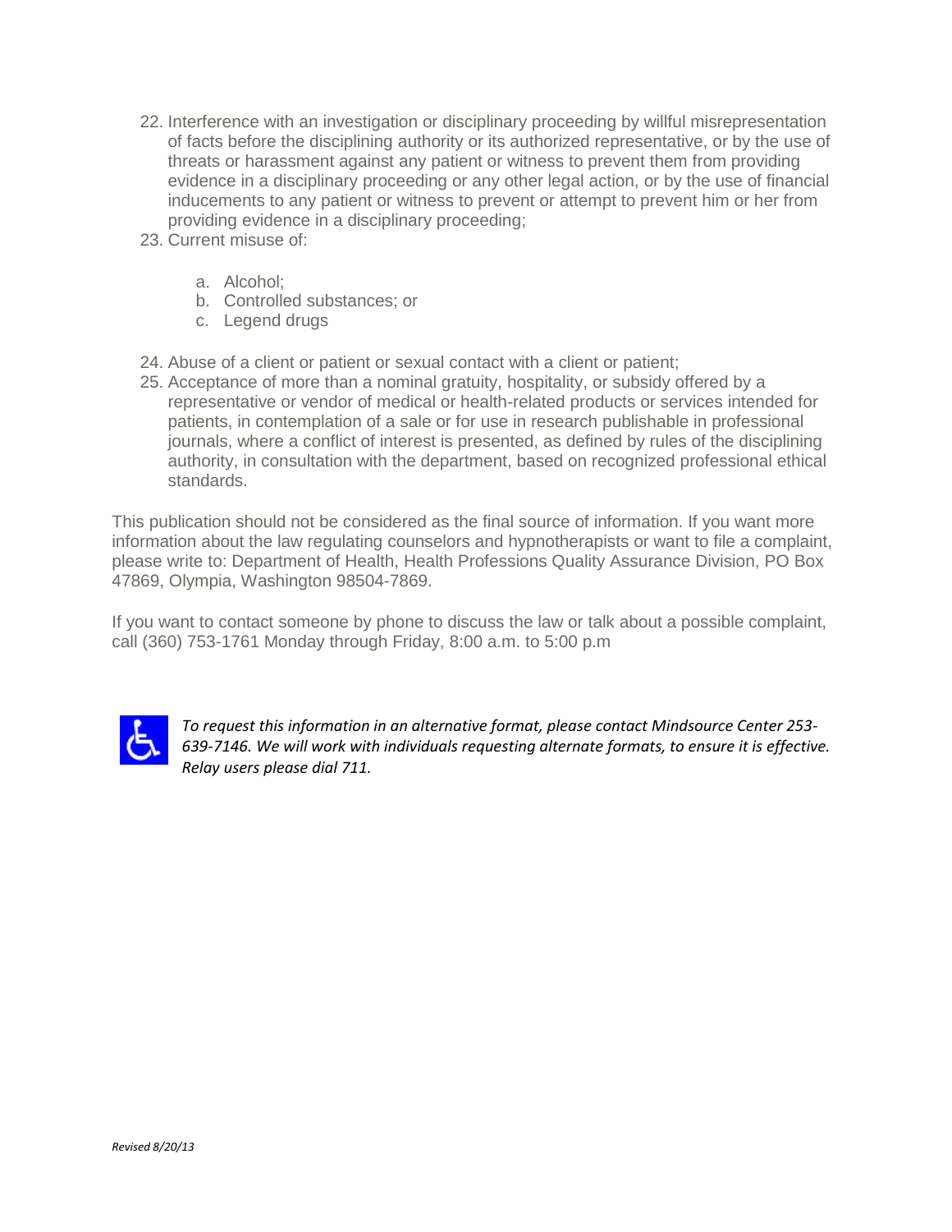22. Interference with an investigation or disciplinary proceeding by willful misrepresentation of facts before the disciplining authority or its authorized representative, or by the use of threats or harassment against any patient or witness to prevent them from providing evidence in a disciplinary proceeding or any other legal action, or by the use of financial inducements to any patient or witness to prevent or attempt to prevent him or her from providing evidence in a disciplinary proceeding;
23. Current misuse of:
    a. Alcohol;
    b. Controlled substances; or
    c. Legend drugs
24. Abuse of a client or patient or sexual contact with a client or patient;
25. Acceptance of more than a nominal gratuity, hospitality, or subsidy offered by a representative or vendor of medical or health-related products or services intended for patients, in contemplation of a sale or for use in research publishable in professional journals, where a conflict of interest is presented, as defined by rules of the disciplining authority, in consultation with the department, based on recognized professional ethical standards.

This publication should not be considered as the final source of information. If you want more information about the law regulating counselors and hypnotherapists or want to file a complaint, please write to: Department of Health, Health Professions Quality Assurance Division, PO Box 47869, Olympia, Washington 98504-7869.

If you want to contact someone by phone to discuss the law or talk about a possible complaint, call (360) 753-1761 Monday through Friday, 8:00 a.m. to 5:00 p.m

*To request this information in an alternative format, please contact Mindsource Center 253-639-7146. We will work with individuals requesting alternate formats, to ensure it is effective. Relay users please dial 711.*

*Revised 8/20/13*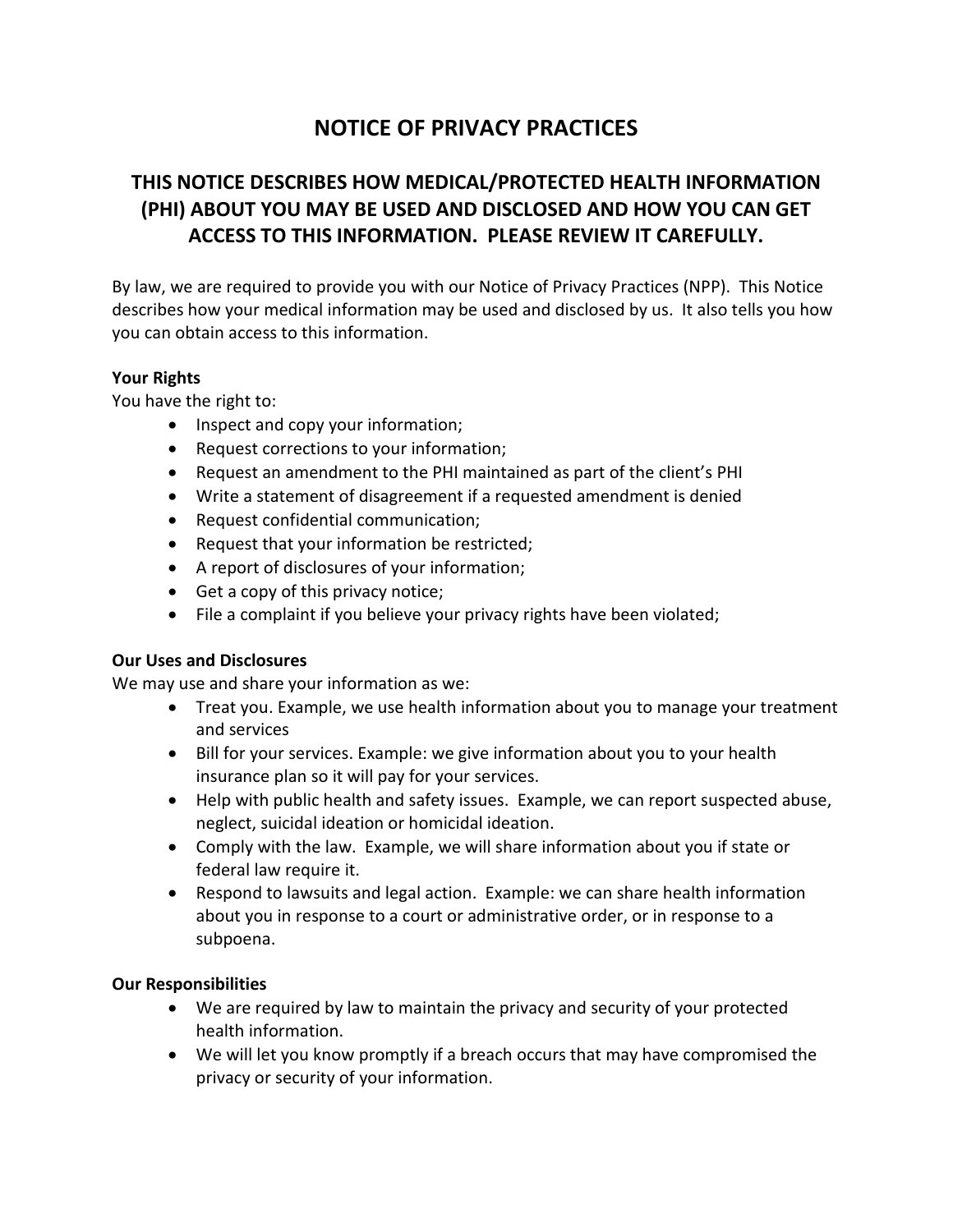# NOTICE OF PRIVACY PRACTICES

## THIS NOTICE DESCRIBES HOW MEDICAL/PROTECTED HEALTH INFORMATION (PHI) ABOUT YOU MAY BE USED AND DISCLOSED AND HOW YOU CAN GET ACCESS TO THIS INFORMATION. PLEASE REVIEW IT CAREFULLY.

By law, we are required to provide you with our Notice of Privacy Practices (NPP). This Notice describes how your medical information may be used and disclosed by us. It also tells you how you can obtain access to this information.

**Your Rights**

You have the right to:

- Inspect and copy your information;
- Request corrections to your information;
- Request an amendment to the PHI maintained as part of the client's PHI
- Write a statement of disagreement if a requested amendment is denied
- Request confidential communication;
- Request that your information be restricted;
- A report of disclosures of your information;
- Get a copy of this privacy notice;
- File a complaint if you believe your privacy rights have been violated;

**Our Uses and Disclosures**

We may use and share your information as we:

- Treat you. Example, we use health information about you to manage your treatment and services
- Bill for your services. Example: we give information about you to your health insurance plan so it will pay for your services.
- Help with public health and safety issues. Example, we can report suspected abuse, neglect, suicidal ideation or homicidal ideation.
- Comply with the law. Example, we will share information about you if state or federal law require it.
- Respond to lawsuits and legal action. Example: we can share health information about you in response to a court or administrative order, or in response to a subpoena.

**Our Responsibilities**

- We are required by law to maintain the privacy and security of your protected health information.
- We will let you know promptly if a breach occurs that may have compromised the privacy or security of your information.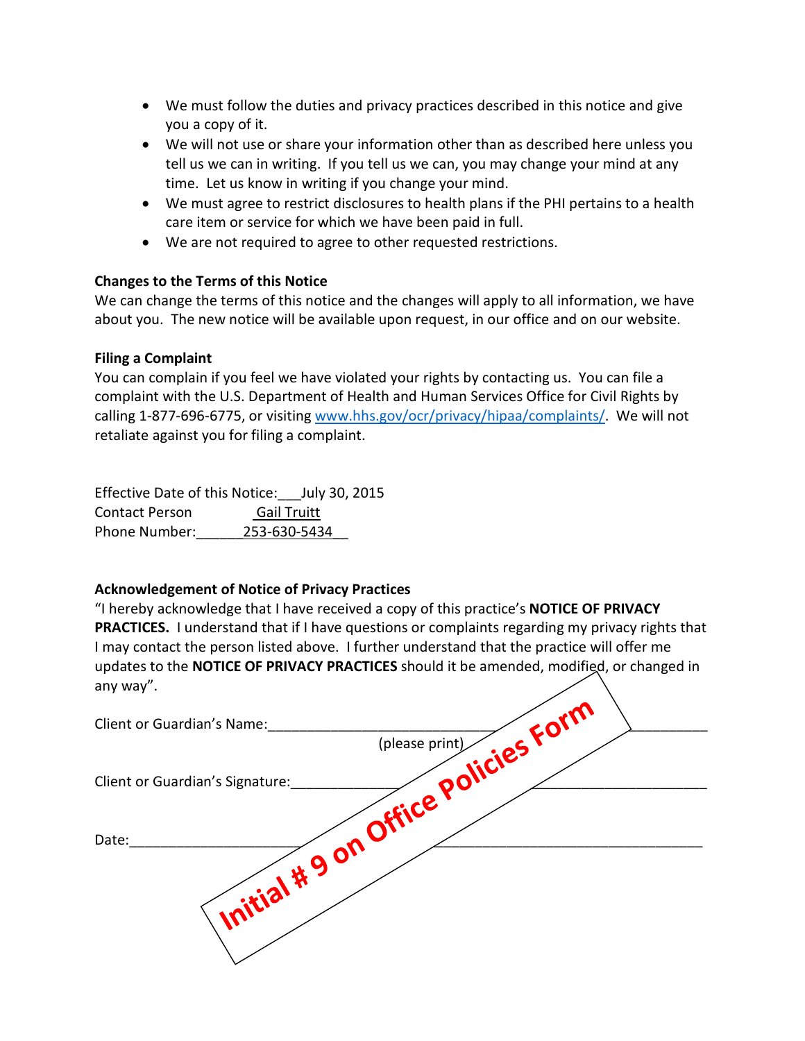- We must follow the duties and privacy practices described in this notice and give you a copy of it.
- We will not use or share your information other than as described here unless you tell us we can in writing. If you tell us we can, you may change your mind at any time. Let us know in writing if you change your mind.
- We must agree to restrict disclosures to health plans if the PHI pertains to a health care item or service for which we have been paid in full.
- We are not required to agree to other requested restrictions.

**Changes to the Terms of this Notice**

We can change the terms of this notice and the changes will apply to all information, we have about you. The new notice will be available upon request, in our office and on our website.

**Filing a Complaint**

You can complain if you feel we have violated your rights by contacting us. You can file a complaint with the U.S. Department of Health and Human Services Office for Civil Rights by calling 1-877-696-6775, or visiting www.hhs.gov/ocr/privacy/hipaa/complaints/. We will not retaliate against you for filing a complaint.

Effective Date of this Notice:___July 30, 2015
Contact Person Gail Truitt
Phone Number:______253-630-5434__

**Acknowledgement of Notice of Privacy Practices**

"I hereby acknowledge that I have received a copy of this practice's **NOTICE OF PRIVACY PRACTICES.** I understand that if I have questions or complaints regarding my privacy rights that I may contact the person listed above. I further understand that the practice will offer me updates to the **NOTICE OF PRIVACY PRACTICES** should it be amended, modified, or changed in any way".

Client or Guardian's Name:______________________________________________________
(please print)

Client or Guardian's Signature:___________________________________________________

Date:_______________________________________________________________________

Initial # 9 on Office Policies Form